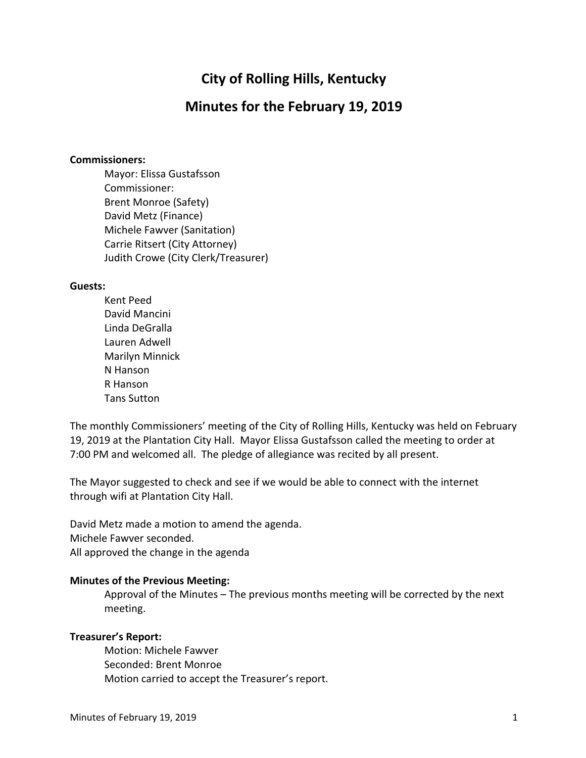# City of Rolling Hills, Kentucky

## Minutes for the February 19, 2019

**Commissioners:**

Mayor: Elissa Gustafsson
Commissioner:
Brent Monroe (Safety)
David Metz (Finance)
Michele Fawver (Sanitation)
Carrie Ritsert (City Attorney)
Judith Crowe (City Clerk/Treasurer)

**Guests:**

Kent Peed
David Mancini
Linda DeGralla
Lauren Adwell
Marilyn Minnick
N Hanson
R Hanson
Tans Sutton

The monthly Commissioners' meeting of the City of Rolling Hills, Kentucky was held on February 19, 2019 at the Plantation City Hall. Mayor Elissa Gustafsson called the meeting to order at 7:00 PM and welcomed all. The pledge of allegiance was recited by all present.

The Mayor suggested to check and see if we would be able to connect with the internet through wifi at Plantation City Hall.

David Metz made a motion to amend the agenda.
Michele Fawver seconded.
All approved the change in the agenda

**Minutes of the Previous Meeting:**

Approval of the Minutes – The previous months meeting will be corrected by the next meeting.

**Treasurer's Report:**

Motion: Michele Fawver
Seconded: Brent Monroe
Motion carried to accept the Treasurer's report.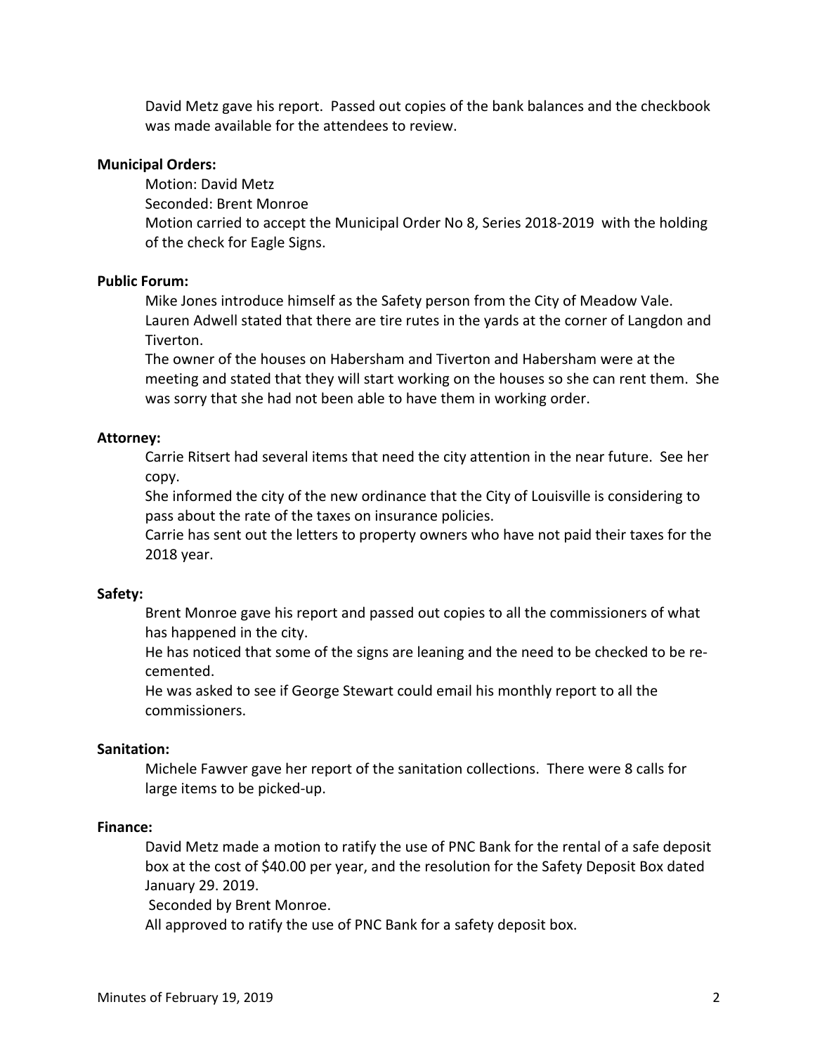David Metz gave his report. Passed out copies of the bank balances and the checkbook was made available for the attendees to review.

**Municipal Orders:**

Motion: David Metz
Seconded: Brent Monroe
Motion carried to accept the Municipal Order No 8, Series 2018-2019 with the holding of the check for Eagle Signs.

**Public Forum:**

Mike Jones introduce himself as the Safety person from the City of Meadow Vale.
Lauren Adwell stated that there are tire rutes in the yards at the corner of Langdon and Tiverton.
The owner of the houses on Habersham and Tiverton and Habersham were at the meeting and stated that they will start working on the houses so she can rent them. She was sorry that she had not been able to have them in working order.

**Attorney:**

Carrie Ritsert had several items that need the city attention in the near future. See her copy.
She informed the city of the new ordinance that the City of Louisville is considering to pass about the rate of the taxes on insurance policies.
Carrie has sent out the letters to property owners who have not paid their taxes for the 2018 year.

**Safety:**

Brent Monroe gave his report and passed out copies to all the commissioners of what has happened in the city.
He has noticed that some of the signs are leaning and the need to be checked to be re-cemented.
He was asked to see if George Stewart could email his monthly report to all the commissioners.

**Sanitation:**

Michele Fawver gave her report of the sanitation collections. There were 8 calls for large items to be picked-up.

**Finance:**

David Metz made a motion to ratify the use of PNC Bank for the rental of a safe deposit box at the cost of $40.00 per year, and the resolution for the Safety Deposit Box dated January 29. 2019.
Seconded by Brent Monroe.
All approved to ratify the use of PNC Bank for a safety deposit box.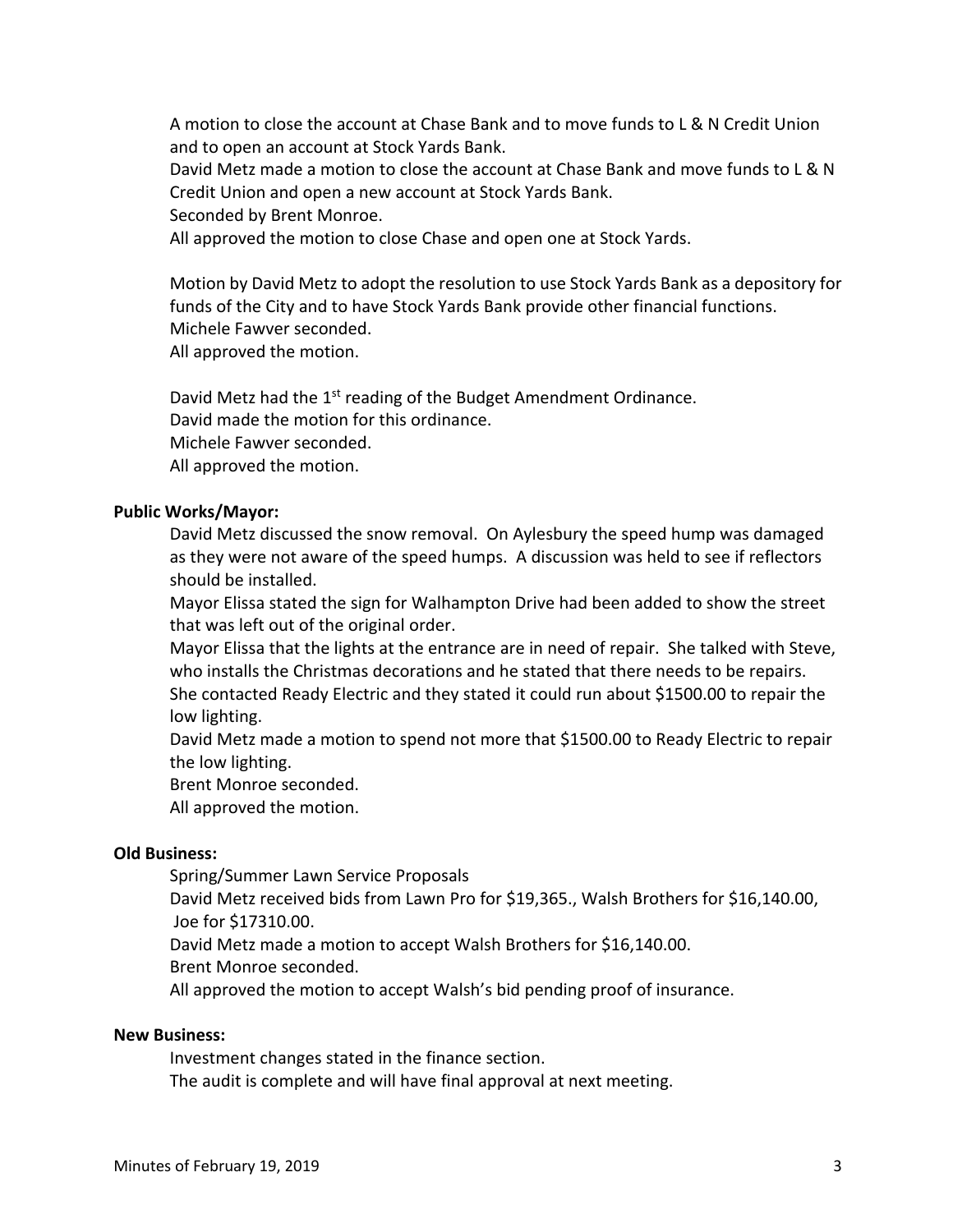A motion to close the account at Chase Bank and to move funds to L & N Credit Union and to open an account at Stock Yards Bank.
David Metz made a motion to close the account at Chase Bank and move funds to L & N Credit Union and open a new account at Stock Yards Bank.
Seconded by Brent Monroe.
All approved the motion to close Chase and open one at Stock Yards.

Motion by David Metz to adopt the resolution to use Stock Yards Bank as a depository for funds of the City and to have Stock Yards Bank provide other financial functions.
Michele Fawver seconded.
All approved the motion.

David Metz had the 1st reading of the Budget Amendment Ordinance.
David made the motion for this ordinance.
Michele Fawver seconded.
All approved the motion.

**Public Works/Mayor:**

David Metz discussed the snow removal. On Aylesbury the speed hump was damaged as they were not aware of the speed humps. A discussion was held to see if reflectors should be installed.
Mayor Elissa stated the sign for Walhampton Drive had been added to show the street that was left out of the original order.
Mayor Elissa that the lights at the entrance are in need of repair. She talked with Steve, who installs the Christmas decorations and he stated that there needs to be repairs. She contacted Ready Electric and they stated it could run about $1500.00 to repair the low lighting.
David Metz made a motion to spend not more that $1500.00 to Ready Electric to repair the low lighting.
Brent Monroe seconded.
All approved the motion.

**Old Business:**

Spring/Summer Lawn Service Proposals
David Metz received bids from Lawn Pro for $19,365., Walsh Brothers for $16,140.00, Joe for $17310.00.
David Metz made a motion to accept Walsh Brothers for $16,140.00.
Brent Monroe seconded.
All approved the motion to accept Walsh's bid pending proof of insurance.

**New Business:**

Investment changes stated in the finance section.
The audit is complete and will have final approval at next meeting.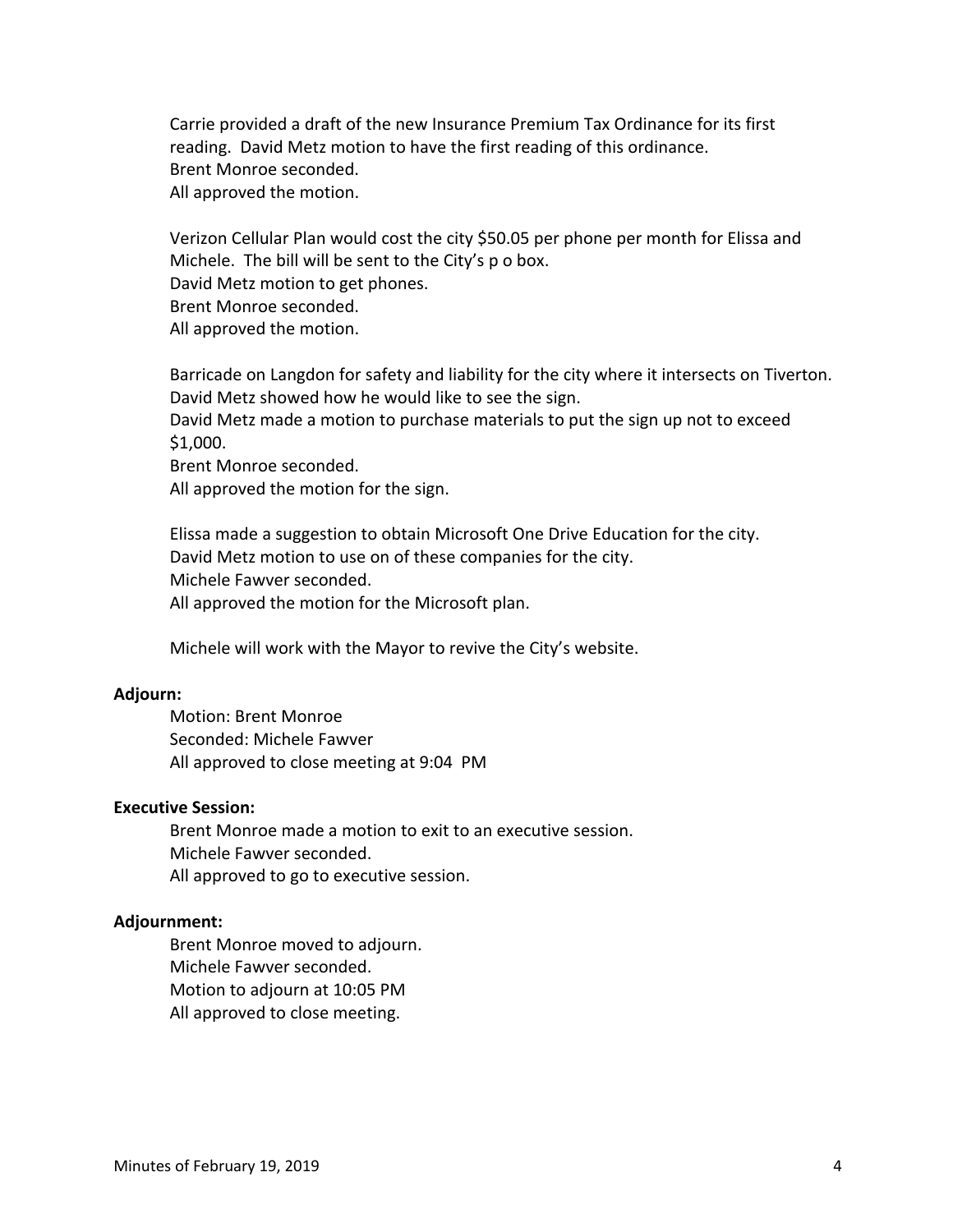Carrie provided a draft of the new Insurance Premium Tax Ordinance for its first reading. David Metz motion to have the first reading of this ordinance.
Brent Monroe seconded.
All approved the motion.

Verizon Cellular Plan would cost the city $50.05 per phone per month for Elissa and Michele. The bill will be sent to the City's p o box.
David Metz motion to get phones.
Brent Monroe seconded.
All approved the motion.

Barricade on Langdon for safety and liability for the city where it intersects on Tiverton.
David Metz showed how he would like to see the sign.
David Metz made a motion to purchase materials to put the sign up not to exceed $1,000.
Brent Monroe seconded.
All approved the motion for the sign.

Elissa made a suggestion to obtain Microsoft One Drive Education for the city.
David Metz motion to use on of these companies for the city.
Michele Fawver seconded.
All approved the motion for the Microsoft plan.

Michele will work with the Mayor to revive the City's website.

**Adjourn:**

Motion: Brent Monroe
Seconded: Michele Fawver
All approved to close meeting at 9:04 PM

**Executive Session:**

Brent Monroe made a motion to exit to an executive session.
Michele Fawver seconded.
All approved to go to executive session.

**Adjournment:**

Brent Monroe moved to adjourn.
Michele Fawver seconded.
Motion to adjourn at 10:05 PM
All approved to close meeting.